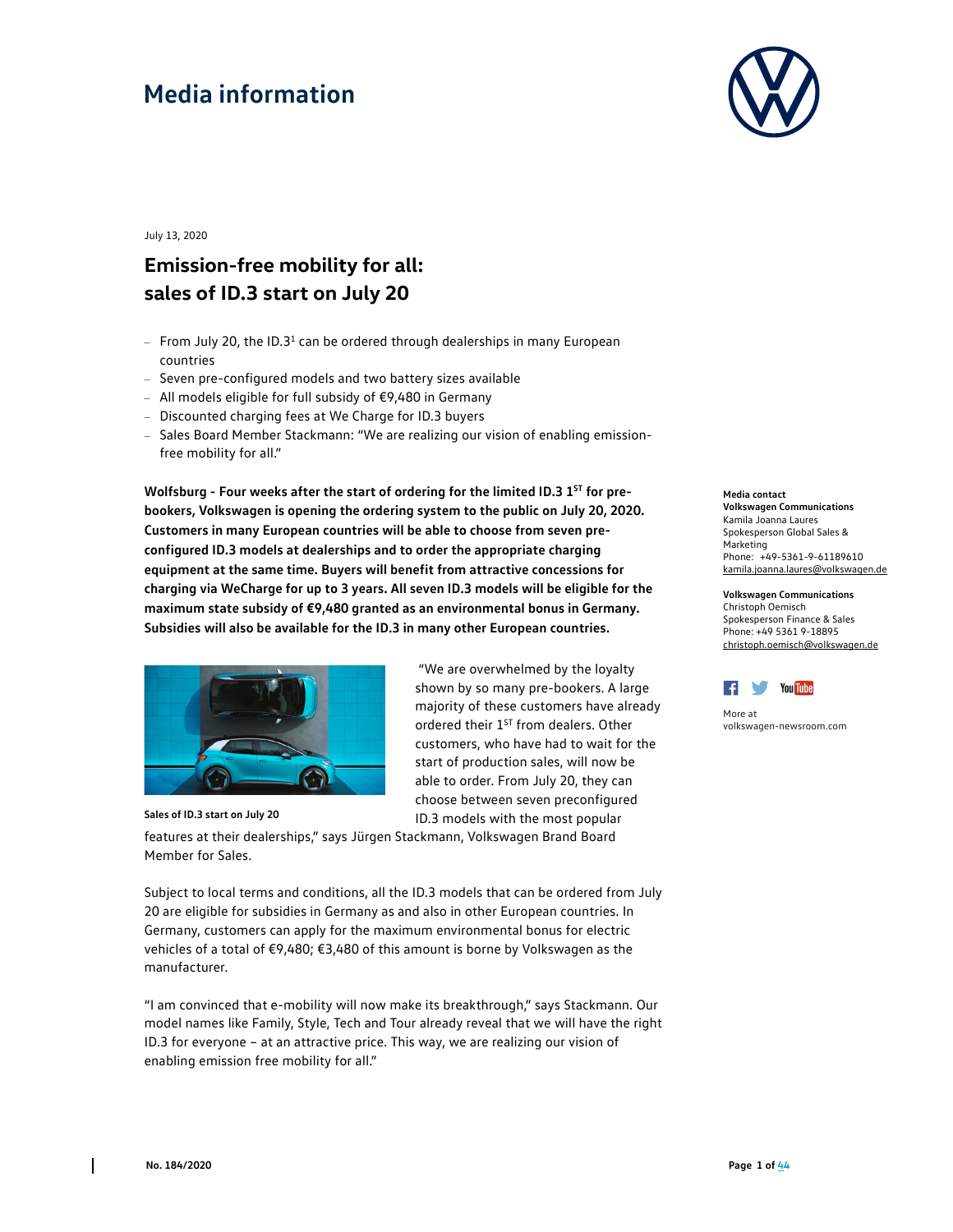# Media information

July 13, 2020

## Emission-free mobility for all: sales of ID.3 start on July 20

- From July 20, the ID.3[1] can be ordered through dealerships in many European countries
- Seven pre-configured models and two battery sizes available
- All models eligible for full subsidy of €9,480 in Germany
- Discounted charging fees at We Charge for ID.3 buyers
- Sales Board Member Stackmann: "We are realizing our vision of enabling emission-free mobility for all."

**Wolfsburg - Four weeks after the start of ordering for the limited ID.3 1ST for pre-bookers, Volkswagen is opening the ordering system to the public on July 20, 2020. Customers in many European countries will be able to choose from seven pre-configured ID.3 models at dealerships and to order the appropriate charging equipment at the same time. Buyers will benefit from attractive concessions for charging via WeCharge for up to 3 years. All seven ID.3 models will be eligible for the maximum state subsidy of €9,480 granted as an environmental bonus in Germany. Subsidies will also be available for the ID.3 in many other European countries.**

Sales of ID.3 start on July 20

"We are overwhelmed by the loyalty shown by so many pre-bookers. A large majority of these customers have already ordered their 1ST from dealers. Other customers, who have had to wait for the start of production sales, will now be able to order. From July 20, they can choose between seven preconfigured ID.3 models with the most popular features at their dealerships," says Jürgen Stackmann, Volkswagen Brand Board Member for Sales.

Subject to local terms and conditions, all the ID.3 models that can be ordered from July 20 are eligible for subsidies in Germany as and also in other European countries. In Germany, customers can apply for the maximum environmental bonus for electric vehicles of a total of €9,480; €3,480 of this amount is borne by Volkswagen as the manufacturer.

"I am convinced that e-mobility will now make its breakthrough," says Stackmann. Our model names like Family, Style, Tech and Tour already reveal that we will have the right ID.3 for everyone – at an attractive price. This way, we are realizing our vision of enabling emission free mobility for all."

**Media contact**
**Volkswagen Communications**
Kamila Joanna Laures
Spokesperson Global Sales & Marketing
Phone: +49-5361-9-61189610
kamila.joanna.laures@volkswagen.de

**Volkswagen Communications**
Christoph Oemisch
Spokesperson Finance & Sales
Phone: +49 5361 9-18895
christoph.oemisch@volkswagen.de

More at
volkswagen-newsroom.com

No. 184/2020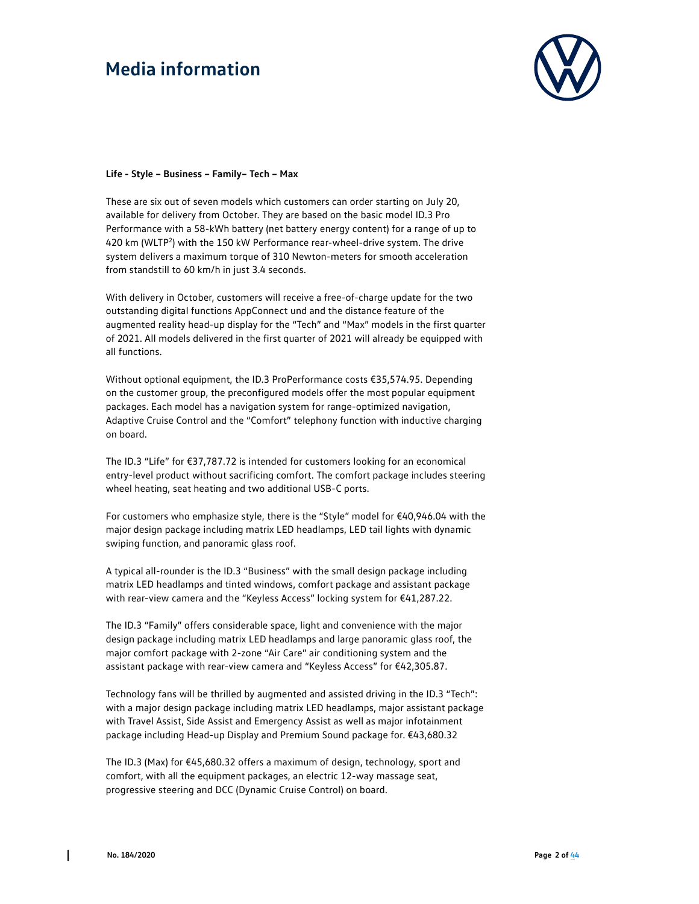**Life - Style – Business – Family– Tech – Max**

These are six out of seven models which customers can order starting on July 20, available for delivery from October. They are based on the basic model ID.3 Pro Performance with a 58-kWh battery (net battery energy content) for a range of up to 420 km (WLTP[2]) with the 150 kW Performance rear-wheel-drive system. The drive system delivers a maximum torque of 310 Newton-meters for smooth acceleration from standstill to 60 km/h in just 3.4 seconds.

With delivery in October, customers will receive a free-of-charge update for the two outstanding digital functions AppConnect und and the distance feature of the augmented reality head-up display for the "Tech" and "Max" models in the first quarter of 2021. All models delivered in the first quarter of 2021 will already be equipped with all functions.

Without optional equipment, the ID.3 ProPerformance costs €35,574.95. Depending on the customer group, the preconfigured models offer the most popular equipment packages. Each model has a navigation system for range-optimized navigation, Adaptive Cruise Control and the "Comfort" telephony function with inductive charging on board.

The ID.3 "Life" for €37,787.72 is intended for customers looking for an economical entry-level product without sacrificing comfort. The comfort package includes steering wheel heating, seat heating and two additional USB-C ports.

For customers who emphasize style, there is the "Style" model for €40,946.04 with the major design package including matrix LED headlamps, LED tail lights with dynamic swiping function, and panoramic glass roof.

A typical all-rounder is the ID.3 "Business" with the small design package including matrix LED headlamps and tinted windows, comfort package and assistant package with rear-view camera and the "Keyless Access" locking system for €41,287.22.

The ID.3 "Family" offers considerable space, light and convenience with the major design package including matrix LED headlamps and large panoramic glass roof, the major comfort package with 2-zone "Air Care" air conditioning system and the assistant package with rear-view camera and "Keyless Access" for €42,305.87.

Technology fans will be thrilled by augmented and assisted driving in the ID.3 "Tech": with a major design package including matrix LED headlamps, major assistant package with Travel Assist, Side Assist and Emergency Assist as well as major infotainment package including Head-up Display and Premium Sound package for. €43,680.32

The ID.3 (Max) for €45,680.32 offers a maximum of design, technology, sport and comfort, with all the equipment packages, an electric 12-way massage seat, progressive steering and DCC (Dynamic Cruise Control) on board.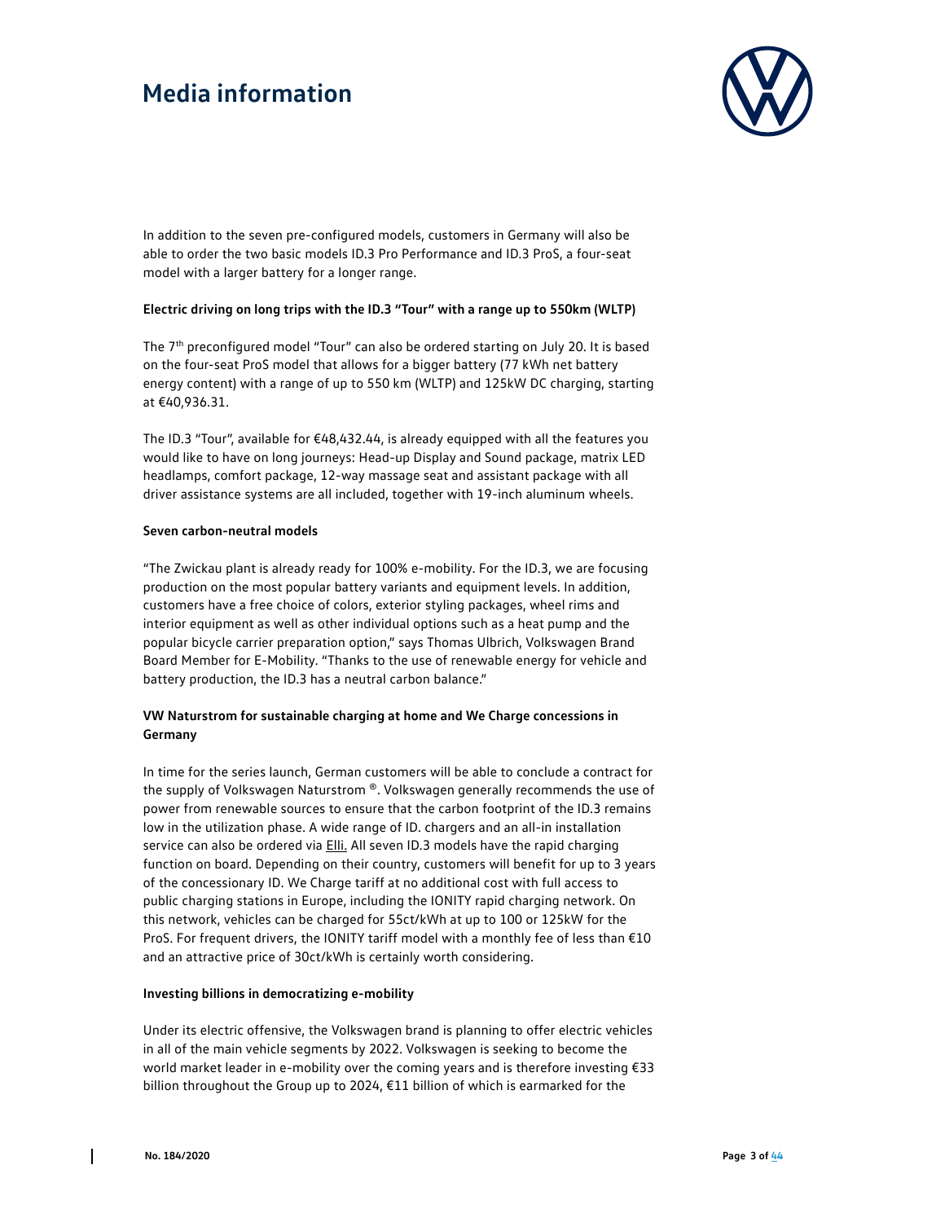In addition to the seven pre-configured models, customers in Germany will also be able to order the two basic models ID.3 Pro Performance and ID.3 ProS, a four-seat model with a larger battery for a longer range.

**Electric driving on long trips with the ID.3 "Tour" with a range up to 550km (WLTP)**

The 7th preconfigured model "Tour" can also be ordered starting on July 20. It is based on the four-seat ProS model that allows for a bigger battery (77 kWh net battery energy content) with a range of up to 550 km (WLTP) and 125kW DC charging, starting at €40,936.31.

The ID.3 "Tour", available for €48,432.44, is already equipped with all the features you would like to have on long journeys: Head-up Display and Sound package, matrix LED headlamps, comfort package, 12-way massage seat and assistant package with all driver assistance systems are all included, together with 19-inch aluminum wheels.

**Seven carbon-neutral models**

"The Zwickau plant is already ready for 100% e-mobility. For the ID.3, we are focusing production on the most popular battery variants and equipment levels. In addition, customers have a free choice of colors, exterior styling packages, wheel rims and interior equipment as well as other individual options such as a heat pump and the popular bicycle carrier preparation option," says Thomas Ulbrich, Volkswagen Brand Board Member for E-Mobility. "Thanks to the use of renewable energy for vehicle and battery production, the ID.3 has a neutral carbon balance."

**VW Naturstrom for sustainable charging at home and We Charge concessions in Germany**

In time for the series launch, German customers will be able to conclude a contract for the supply of Volkswagen Naturstrom ®. Volkswagen generally recommends the use of power from renewable sources to ensure that the carbon footprint of the ID.3 remains low in the utilization phase. A wide range of ID. chargers and an all-in installation service can also be ordered via Elli. All seven ID.3 models have the rapid charging function on board. Depending on their country, customers will benefit for up to 3 years of the concessionary ID. We Charge tariff at no additional cost with full access to public charging stations in Europe, including the IONITY rapid charging network. On this network, vehicles can be charged for 55ct/kWh at up to 100 or 125kW for the ProS. For frequent drivers, the IONITY tariff model with a monthly fee of less than €10 and an attractive price of 30ct/kWh is certainly worth considering.

**Investing billions in democratizing e-mobility**

Under its electric offensive, the Volkswagen brand is planning to offer electric vehicles in all of the main vehicle segments by 2022. Volkswagen is seeking to become the world market leader in e-mobility over the coming years and is therefore investing €33 billion throughout the Group up to 2024, €11 billion of which is earmarked for the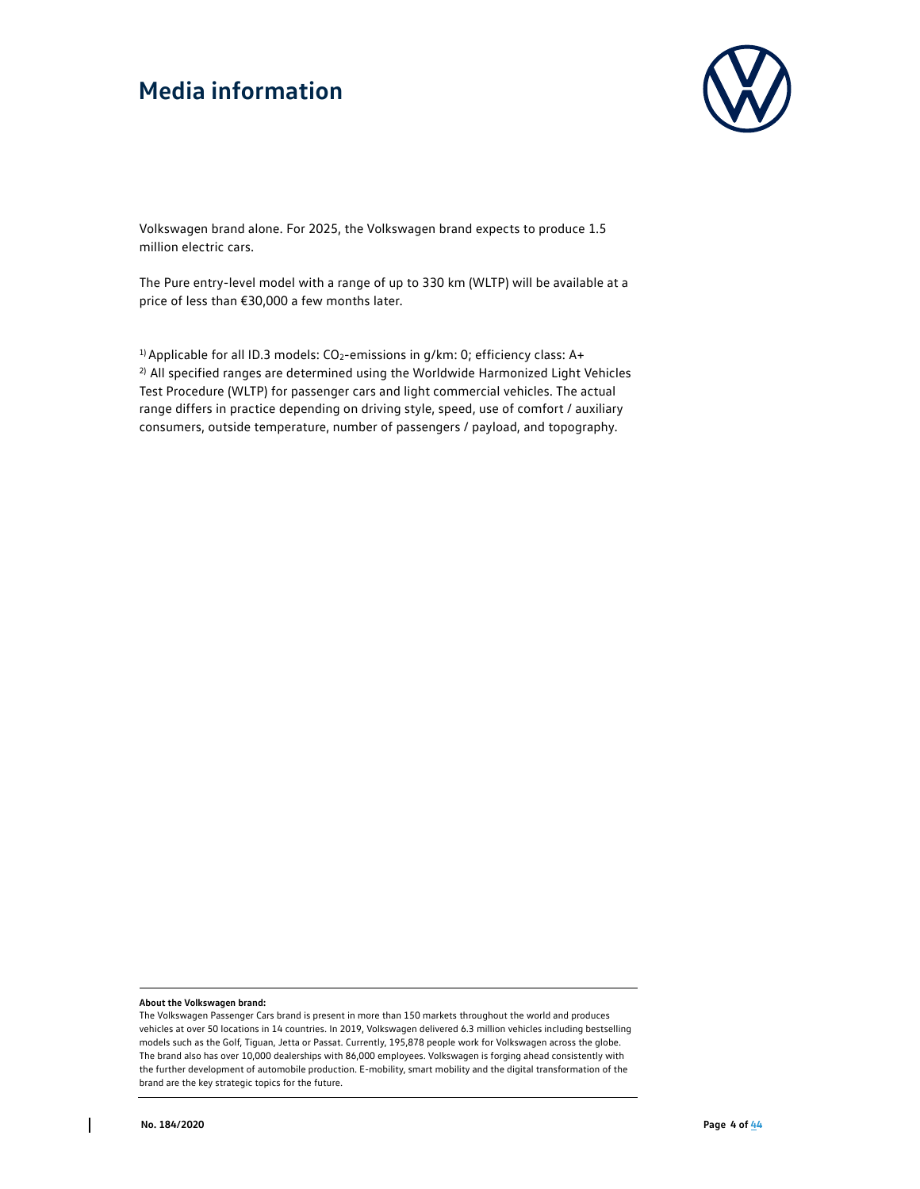Volkswagen brand alone. For 2025, the Volkswagen brand expects to produce 1.5 million electric cars.

The Pure entry-level model with a range of up to 330 km (WLTP) will be available at a price of less than €30,000 a few months later.

[1] Applicable for all ID.3 models: $CO_2$-emissions in g/km: 0; efficiency class: A+
[2] All specified ranges are determined using the Worldwide Harmonized Light Vehicles Test Procedure (WLTP) for passenger cars and light commercial vehicles. The actual range differs in practice depending on driving style, speed, use of comfort / auxiliary consumers, outside temperature, number of passengers / payload, and topography.

**About the Volkswagen brand:**
The Volkswagen Passenger Cars brand is present in more than 150 markets throughout the world and produces vehicles at over 50 locations in 14 countries. In 2019, Volkswagen delivered 6.3 million vehicles including bestselling models such as the Golf, Tiguan, Jetta or Passat. Currently, 195,878 people work for Volkswagen across the globe. The brand also has over 10,000 dealerships with 86,000 employees. Volkswagen is forging ahead consistently with the further development of automobile production. E-mobility, smart mobility and the digital transformation of the brand are the key strategic topics for the future.

No. 184/2020